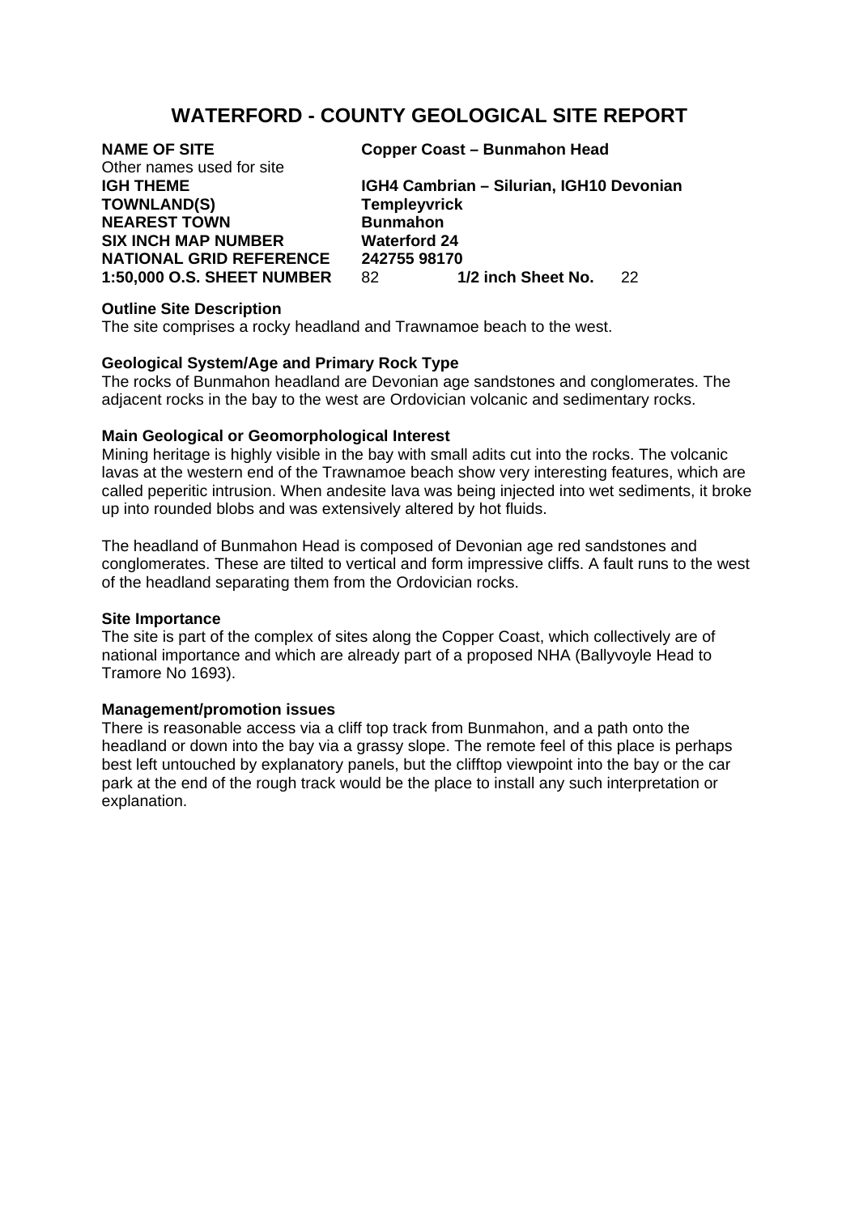# WATERFORD - COUNTY GEOLOGICAL SITE REPORT

| | |
|---|---|
| **NAME OF SITE** | **Copper Coast – Bunmahon Head** |
| Other names used for site | |
| **IGH THEME** | **IGH4 Cambrian – Silurian, IGH10 Devonian** |
| **TOWNLAND(S)** | **Templeyvrick** |
| **NEAREST TOWN** | **Bunmahon** |
| **SIX INCH MAP NUMBER** | **Waterford 24** |
| **NATIONAL GRID REFERENCE** | **242755 98170** |
| **1:50,000 O.S. SHEET NUMBER** | 82 **1/2 inch Sheet No.** 22 |

**Outline Site Description**

The site comprises a rocky headland and Trawnamoe beach to the west.

**Geological System/Age and Primary Rock Type**

The rocks of Bunmahon headland are Devonian age sandstones and conglomerates. The adjacent rocks in the bay to the west are Ordovician volcanic and sedimentary rocks.

**Main Geological or Geomorphological Interest**

Mining heritage is highly visible in the bay with small adits cut into the rocks. The volcanic lavas at the western end of the Trawnamoe beach show very interesting features, which are called peperitic intrusion. When andesite lava was being injected into wet sediments, it broke up into rounded blobs and was extensively altered by hot fluids.

The headland of Bunmahon Head is composed of Devonian age red sandstones and conglomerates. These are tilted to vertical and form impressive cliffs. A fault runs to the west of the headland separating them from the Ordovician rocks.

**Site Importance**

The site is part of the complex of sites along the Copper Coast, which collectively are of national importance and which are already part of a proposed NHA (Ballyvoyle Head to Tramore No 1693).

**Management/promotion issues**

There is reasonable access via a cliff top track from Bunmahon, and a path onto the headland or down into the bay via a grassy slope. The remote feel of this place is perhaps best left untouched by explanatory panels, but the clifftop viewpoint into the bay or the car park at the end of the rough track would be the place to install any such interpretation or explanation.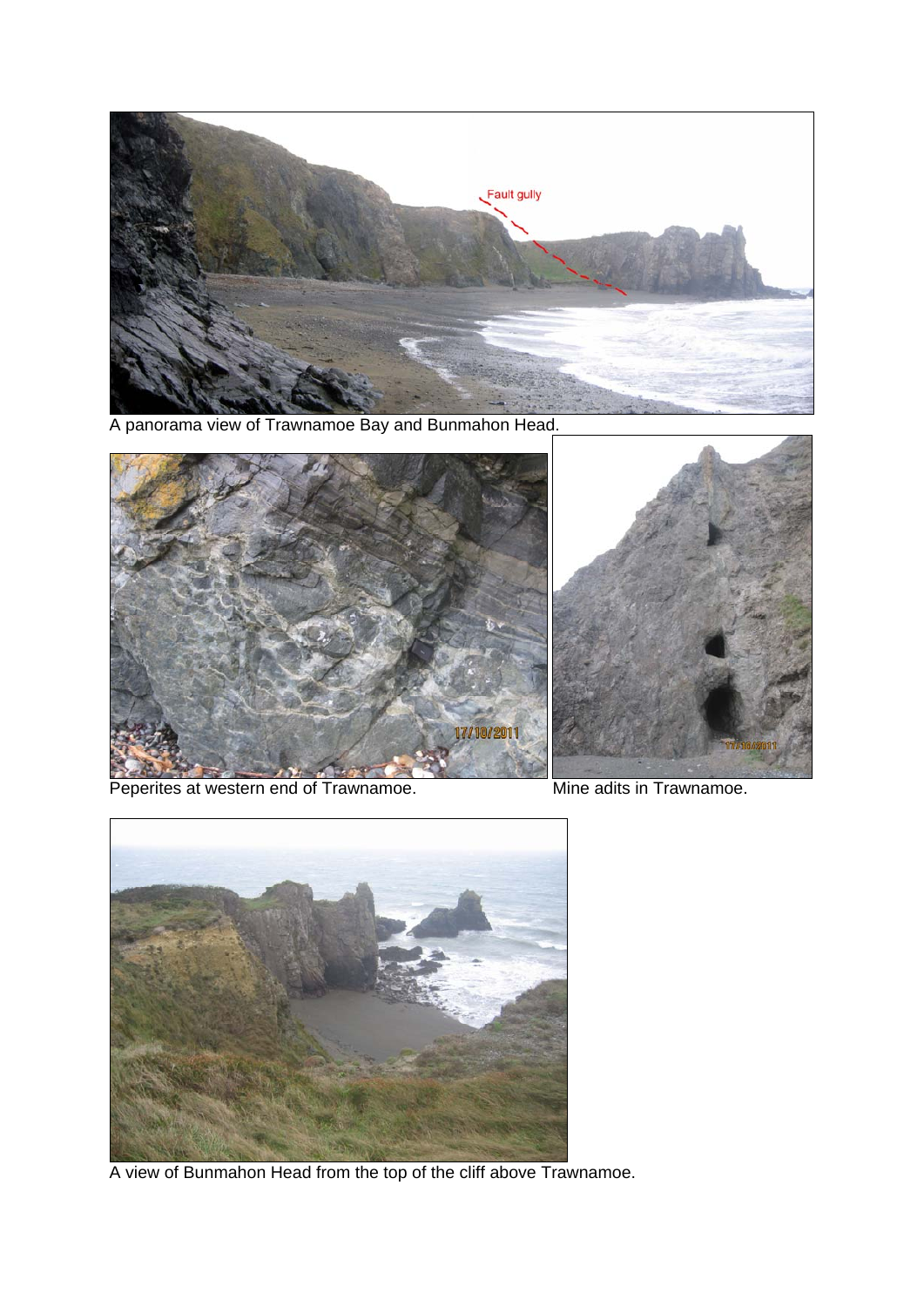A panorama view of Trawnamoe Bay and Bunmahon Head.

Peperites at western end of Trawnamoe.

Mine adits in Trawnamoe.

A view of Bunmahon Head from the top of the cliff above Trawnamoe.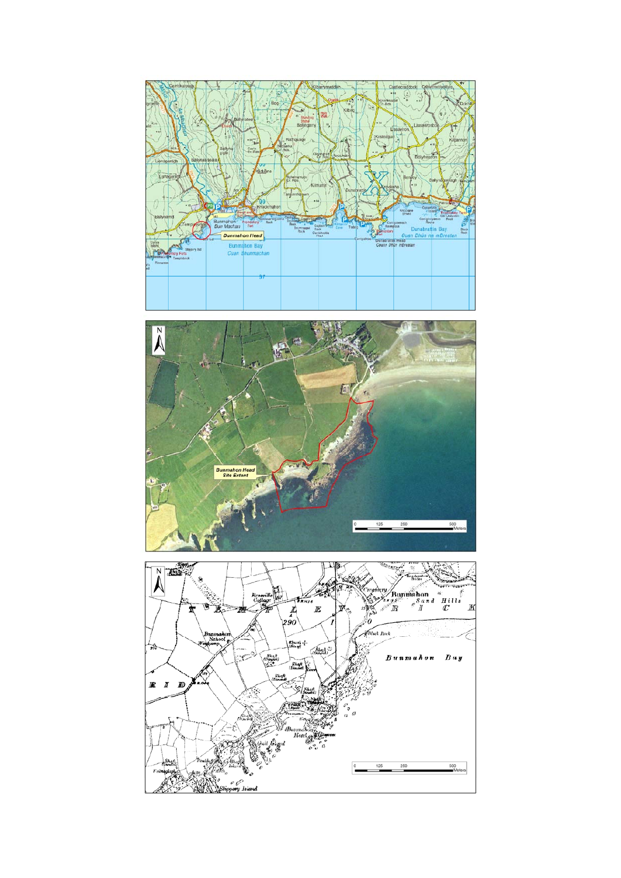Bunmahon Head

Bunmahon Bay
Cuan Bhunmachan

Dunabrattin Bay
Cuan Dhún na mBreatan

N

Bunmahon Head
Site Extent

0 125 250 500
Meters

N

Bunmahon

Bunmahon Bay

Bunmahon Head

Slippery Island

0 125 250 500
Meters